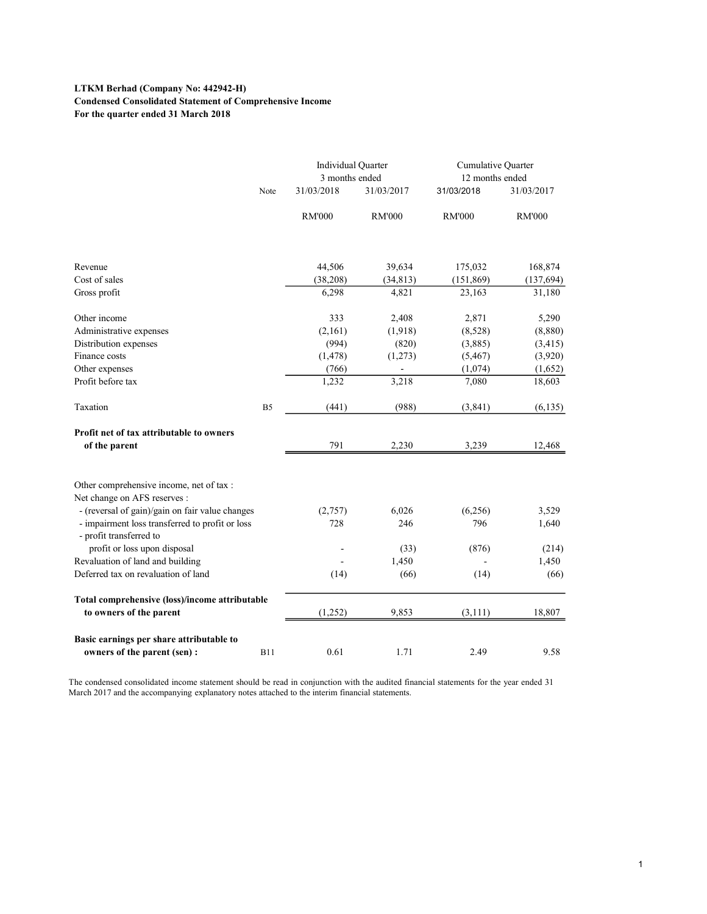**LTKM Berhad (Company No: 442942-H)**
**Condensed Consolidated Statement of Comprehensive Income**
**For the quarter ended 31 March 2018**

| | Note | Individual Quarter 3 months ended | | Cumulative Quarter 12 months ended | |
|---|---|---|---|---|---|
| | | 31/03/2018 | 31/03/2017 | 31/03/2018 | 31/03/2017 |
| | | RM'000 | RM'000 | RM'000 | RM'000 |
| Revenue | | 44,506 | 39,634 | 175,032 | 168,874 |
| Cost of sales | | (38,208) | (34,813) | (151,869) | (137,694) |
| Gross profit | | 6,298 | 4,821 | 23,163 | 31,180 |
| Other income | | 333 | 2,408 | 2,871 | 5,290 |
| Administrative expenses | | (2,161) | (1,918) | (8,528) | (8,880) |
| Distribution expenses | | (994) | (820) | (3,885) | (3,415) |
| Finance costs | | (1,478) | (1,273) | (5,467) | (3,920) |
| Other expenses | | (766) | - | (1,074) | (1,652) |
| Profit before tax | | 1,232 | 3,218 | 7,080 | 18,603 |
| Taxation | B5 | (441) | (988) | (3,841) | (6,135) |
| **Profit net of tax attributable to owners of the parent** | | 791 | 2,230 | 3,239 | 12,468 |
| Other comprehensive income, net of tax : | | | | | |
| Net change on AFS reserves : | | | | | |
| - (reversal of gain)/gain on fair value changes | | (2,757) | 6,026 | (6,256) | 3,529 |
| - impairment loss transferred to profit or loss | | 728 | 246 | 796 | 1,640 |
| - profit transferred to profit or loss upon disposal | | - | (33) | (876) | (214) |
| Revaluation of land and building | | - | 1,450 | - | 1,450 |
| Deferred tax on revaluation of land | | (14) | (66) | (14) | (66) |
| **Total comprehensive (loss)/income attributable to owners of the parent** | | (1,252) | 9,853 | (3,111) | 18,807 |
| **Basic earnings per share attributable to owners of the parent (sen) :** | B11 | 0.61 | 1.71 | 2.49 | 9.58 |

The condensed consolidated income statement should be read in conjunction with the audited financial statements for the year ended 31 March 2017 and the accompanying explanatory notes attached to the interim financial statements.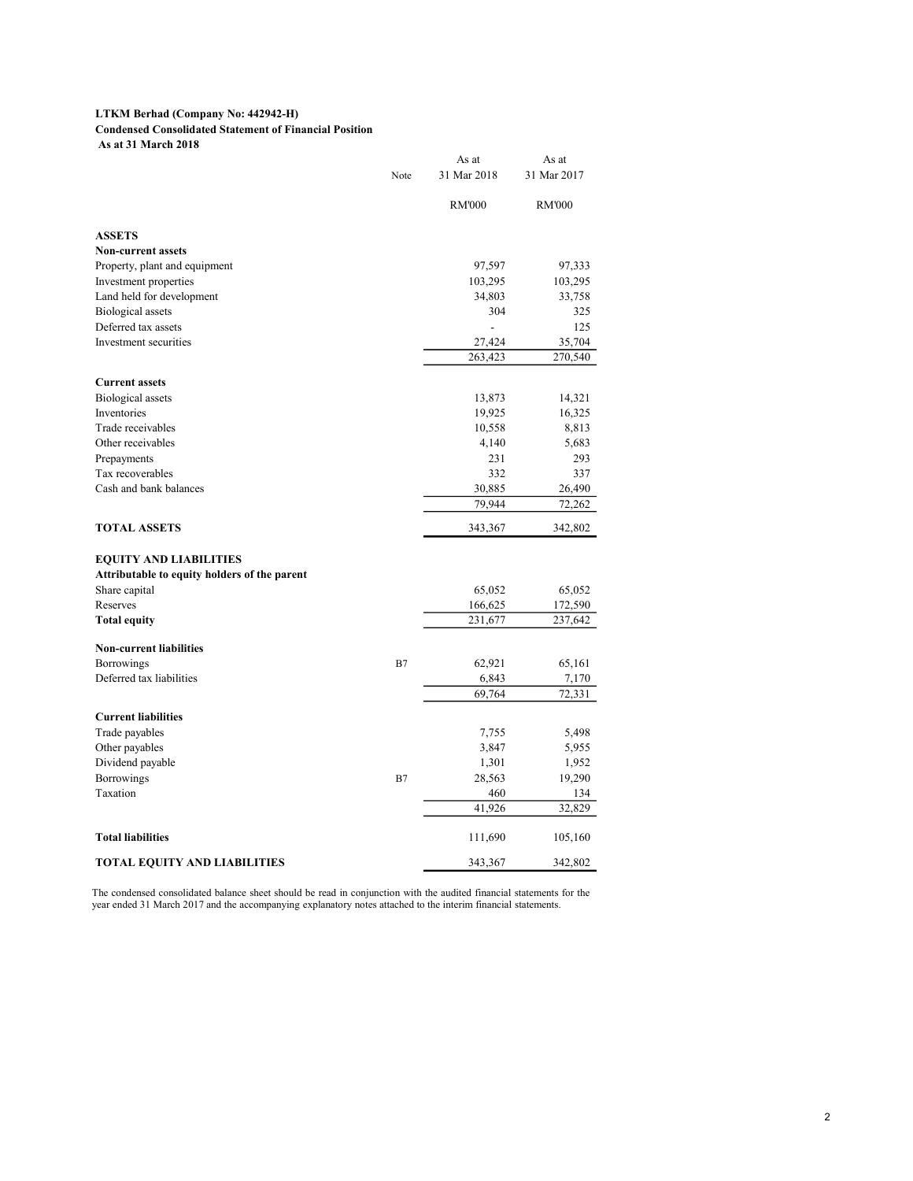**LTKM Berhad (Company No: 442942-H)**
**Condensed Consolidated Statement of Financial Position**
**As at 31 March 2018**

| | Note | As at 31 Mar 2018 | As at 31 Mar 2017 |
|---|---|---|---|
| | | RM'000 | RM'000 |
| **ASSETS** | | | |
| **Non-current assets** | | | |
| Property, plant and equipment | | 97,597 | 97,333 |
| Investment properties | | 103,295 | 103,295 |
| Land held for development | | 34,803 | 33,758 |
| Biological assets | | 304 | 325 |
| Deferred tax assets | | - | 125 |
| Investment securities | | 27,424 | 35,704 |
| | | 263,423 | 270,540 |
| **Current assets** | | | |
| Biological assets | | 13,873 | 14,321 |
| Inventories | | 19,925 | 16,325 |
| Trade receivables | | 10,558 | 8,813 |
| Other receivables | | 4,140 | 5,683 |
| Prepayments | | 231 | 293 |
| Tax recoverables | | 332 | 337 |
| Cash and bank balances | | 30,885 | 26,490 |
| | | 79,944 | 72,262 |
| **TOTAL ASSETS** | | 343,367 | 342,802 |
| **EQUITY AND LIABILITIES** | | | |
| **Attributable to equity holders of the parent** | | | |
| Share capital | | 65,052 | 65,052 |
| Reserves | | 166,625 | 172,590 |
| **Total equity** | | 231,677 | 237,642 |
| **Non-current liabilities** | | | |
| Borrowings | B7 | 62,921 | 65,161 |
| Deferred tax liabilities | | 6,843 | 7,170 |
| | | 69,764 | 72,331 |
| **Current liabilities** | | | |
| Trade payables | | 7,755 | 5,498 |
| Other payables | | 3,847 | 5,955 |
| Dividend payable | | 1,301 | 1,952 |
| Borrowings | B7 | 28,563 | 19,290 |
| Taxation | | 460 | 134 |
| | | 41,926 | 32,829 |
| **Total liabilities** | | 111,690 | 105,160 |
| **TOTAL EQUITY AND LIABILITIES** | | 343,367 | 342,802 |

The condensed consolidated balance sheet should be read in conjunction with the audited financial statements for the year ended 31 March 2017 and the accompanying explanatory notes attached to the interim financial statements.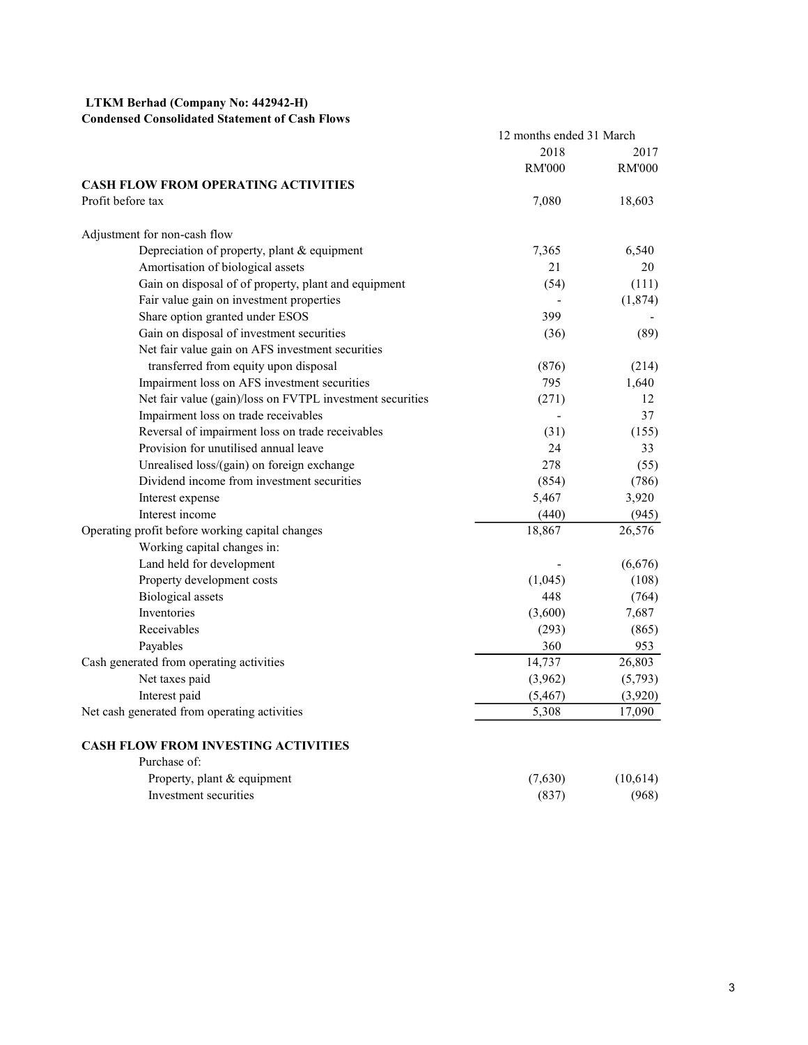**LTKM Berhad (Company No: 442942-H)**
**Condensed Consolidated Statement of Cash Flows**

| | 12 months ended 31 March | |
|---|---|---|
| | 2018 | 2017 |
| | RM'000 | RM'000 |
| **CASH FLOW FROM OPERATING ACTIVITIES** | | |
| Profit before tax | 7,080 | 18,603 |
| | | |
| Adjustment for non-cash flow | | |
| Depreciation of property, plant & equipment | 7,365 | 6,540 |
| Amortisation of biological assets | 21 | 20 |
| Gain on disposal of of property, plant and equipment | (54) | (111) |
| Fair value gain on investment properties | - | (1,874) |
| Share option granted under ESOS | 399 | - |
| Gain on disposal of investment securities | (36) | (89) |
| Net fair value gain on AFS investment securities transferred from equity upon disposal | (876) | (214) |
| Impairment loss on AFS investment securities | 795 | 1,640 |
| Net fair value (gain)/loss on FVTPL investment securities | (271) | 12 |
| Impairment loss on trade receivables | - | 37 |
| Reversal of impairment loss on trade receivables | (31) | (155) |
| Provision for unutilised annual leave | 24 | 33 |
| Unrealised loss/(gain) on foreign exchange | 278 | (55) |
| Dividend income from investment securities | (854) | (786) |
| Interest expense | 5,467 | 3,920 |
| Interest income | (440) | (945) |
| Operating profit before working capital changes | 18,867 | 26,576 |
| Working capital changes in: | | |
| Land held for development | - | (6,676) |
| Property development costs | (1,045) | (108) |
| Biological assets | 448 | (764) |
| Inventories | (3,600) | 7,687 |
| Receivables | (293) | (865) |
| Payables | 360 | 953 |
| Cash generated from operating activities | 14,737 | 26,803 |
| Net taxes paid | (3,962) | (5,793) |
| Interest paid | (5,467) | (3,920) |
| Net cash generated from operating activities | 5,308 | 17,090 |
| | | |
| **CASH FLOW FROM INVESTING ACTIVITIES** | | |
| Purchase of: | | |
| Property, plant & equipment | (7,630) | (10,614) |
| Investment securities | (837) | (968) |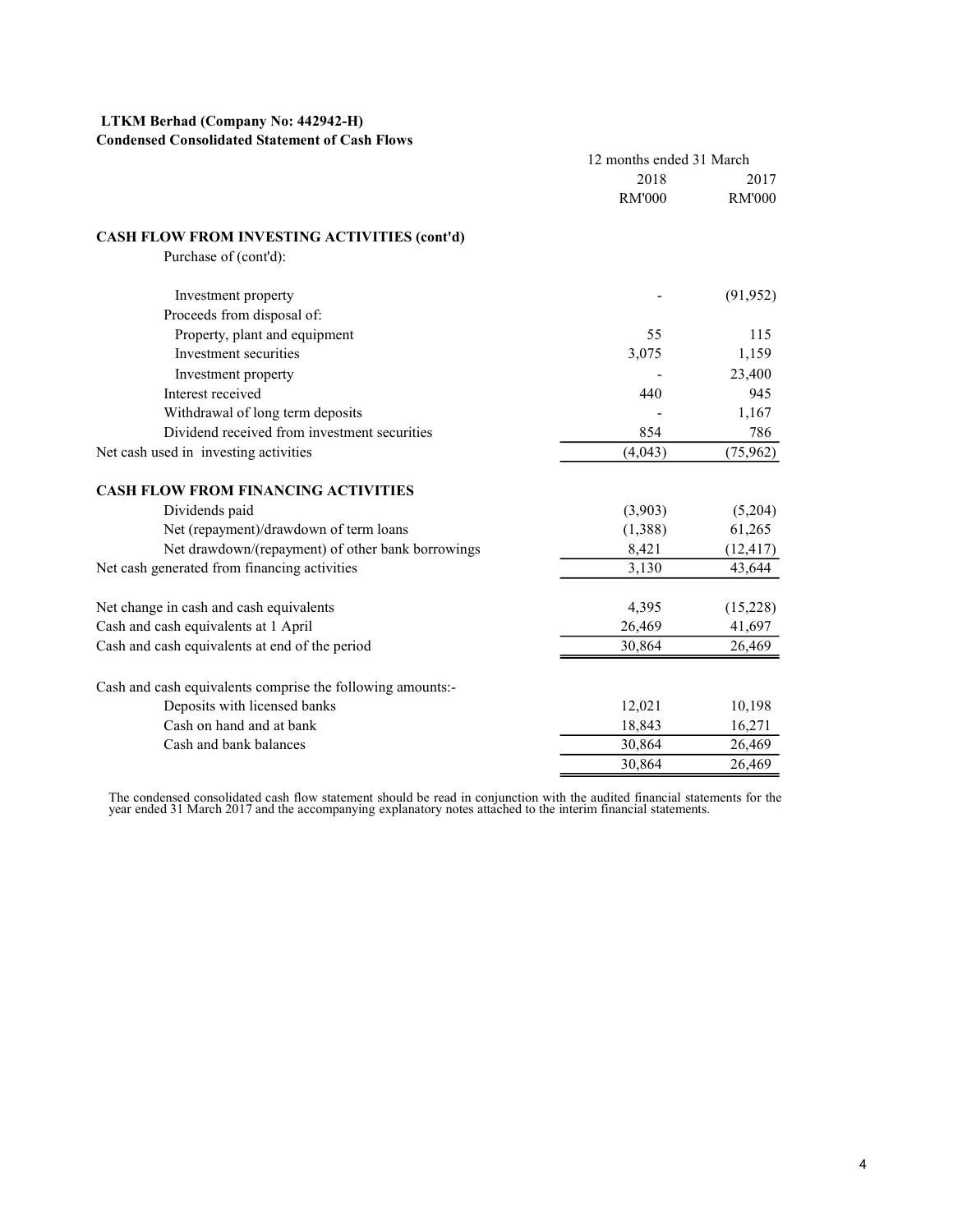**LTKM Berhad (Company No: 442942-H)**
**Condensed Consolidated Statement of Cash Flows**

| | 12 months ended 31 March | |
|---|---|---|
| | 2018 | 2017 |
| | RM'000 | RM'000 |
| **CASH FLOW FROM INVESTING ACTIVITIES (cont'd)** | | |
| Purchase of (cont'd): | | |
| Investment property | - | (91,952) |
| Proceeds from disposal of: | | |
| Property, plant and equipment | 55 | 115 |
| Investment securities | 3,075 | 1,159 |
| Investment property | - | 23,400 |
| Interest received | 440 | 945 |
| Withdrawal of long term deposits | - | 1,167 |
| Dividend received from investment securities | 854 | 786 |
| Net cash used in investing activities | (4,043) | (75,962) |
| **CASH FLOW FROM FINANCING ACTIVITIES** | | |
| Dividends paid | (3,903) | (5,204) |
| Net (repayment)/drawdown of term loans | (1,388) | 61,265 |
| Net drawdown/(repayment) of other bank borrowings | 8,421 | (12,417) |
| Net cash generated from financing activities | 3,130 | 43,644 |
| Net change in cash and cash equivalents | 4,395 | (15,228) |
| Cash and cash equivalents at 1 April | 26,469 | 41,697 |
| Cash and cash equivalents at end of the period | 30,864 | 26,469 |
| Cash and cash equivalents comprise the following amounts:- | | |
| Deposits with licensed banks | 12,021 | 10,198 |
| Cash on hand and at bank | 18,843 | 16,271 |
| Cash and bank balances | 30,864 | 26,469 |
| | 30,864 | 26,469 |

The condensed consolidated cash flow statement should be read in conjunction with the audited financial statements for the year ended 31 March 2017 and the accompanying explanatory notes attached to the interim financial statements.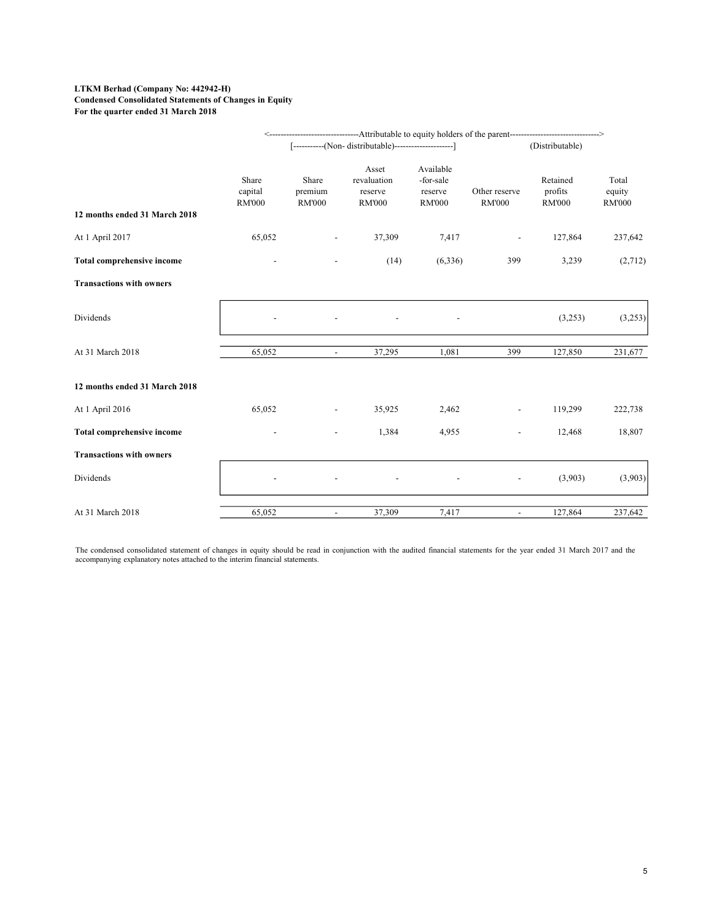**LTKM Berhad (Company No: 442942-H)**
**Condensed Consolidated Statements of Changes in Equity**
**For the quarter ended 31 March 2018**

| | <----------Attributable to equity holders of the parent---------- | | | | | | > |
|---|---|---|---|---|---|---|---|
| | [-----(Non- distributable)-----] | | | | | (Distributable) | |
| | Share capital RM'000 | Share premium RM'000 | Asset revaluation reserve RM'000 | Available -for-sale reserve RM'000 | Other reserve RM'000 | Retained profits RM'000 | Total equity RM'000 |
| **12 months ended 31 March 2018** | | | | | | | |
| At 1 April 2017 | 65,052 | - | 37,309 | 7,417 | - | 127,864 | 237,642 |
| **Total comprehensive income** | - | - | (14) | (6,336) | 399 | 3,239 | (2,712) |
| **Transactions with owners** | | | | | | | |
| Dividends | - | - | - | - | | (3,253) | (3,253) |
| At 31 March 2018 | 65,052 | - | 37,295 | 1,081 | 399 | 127,850 | 231,677 |
| | | | | | | | |
| **12 months ended 31 March 2018** | | | | | | | |
| At 1 April 2016 | 65,052 | - | 35,925 | 2,462 | - | 119,299 | 222,738 |
| **Total comprehensive income** | - | - | 1,384 | 4,955 | - | 12,468 | 18,807 |
| **Transactions with owners** | | | | | | | |
| Dividends | - | - | - | - | - | (3,903) | (3,903) |
| At 31 March 2018 | 65,052 | - | 37,309 | 7,417 | - | 127,864 | 237,642 |

The condensed consolidated statement of changes in equity should be read in conjunction with the audited financial statements for the year ended 31 March 2017 and the accompanying explanatory notes attached to the interim financial statements.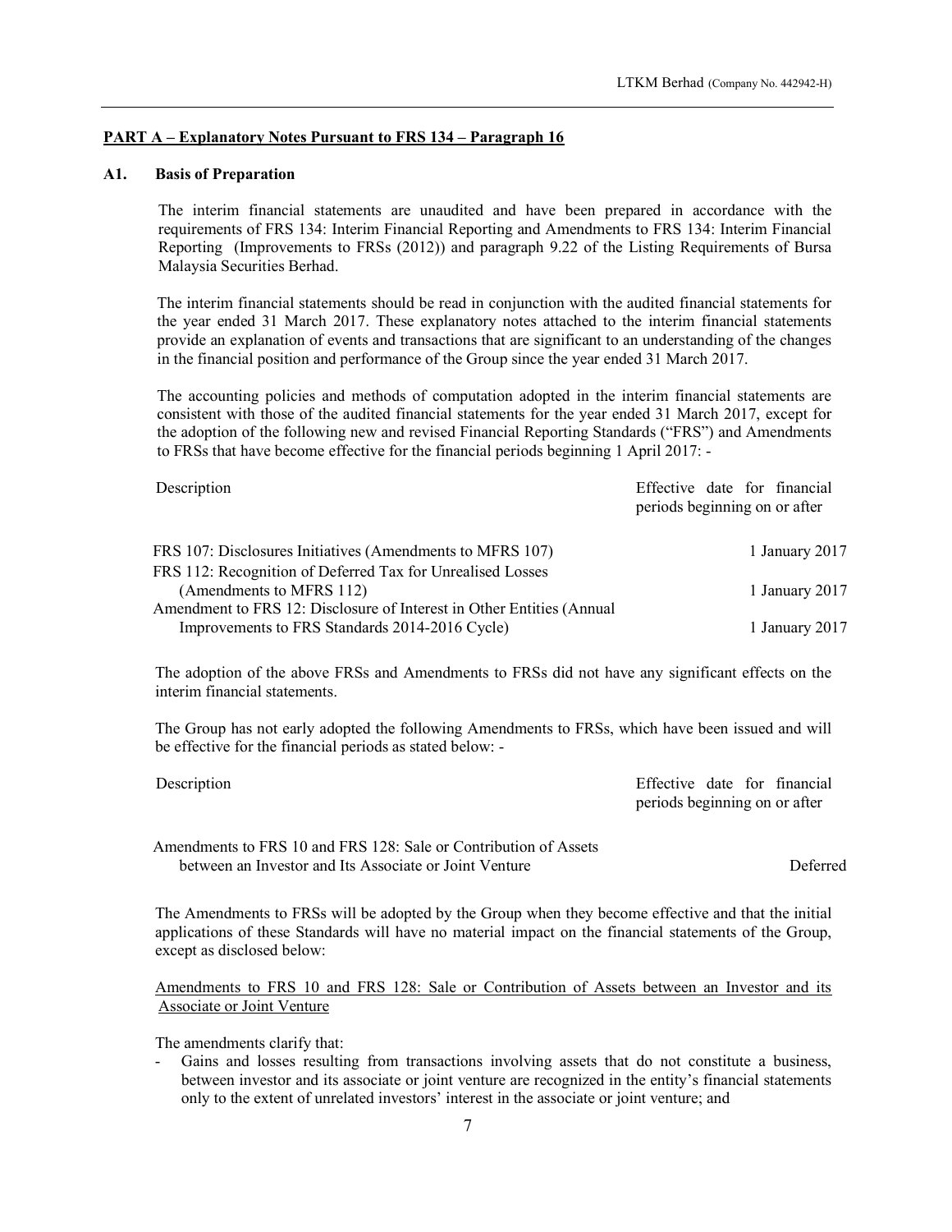## PART A – Explanatory Notes Pursuant to FRS 134 – Paragraph 16

### A1. Basis of Preparation

The interim financial statements are unaudited and have been prepared in accordance with the requirements of FRS 134: Interim Financial Reporting and Amendments to FRS 134: Interim Financial Reporting (Improvements to FRSs (2012)) and paragraph 9.22 of the Listing Requirements of Bursa Malaysia Securities Berhad.

The interim financial statements should be read in conjunction with the audited financial statements for the year ended 31 March 2017. These explanatory notes attached to the interim financial statements provide an explanation of events and transactions that are significant to an understanding of the changes in the financial position and performance of the Group since the year ended 31 March 2017.

The accounting policies and methods of computation adopted in the interim financial statements are consistent with those of the audited financial statements for the year ended 31 March 2017, except for the adoption of the following new and revised Financial Reporting Standards ("FRS") and Amendments to FRSs that have become effective for the financial periods beginning 1 April 2017: -

| Description | Effective date for financial periods beginning on or after |
|---|---|
| FRS 107: Disclosures Initiatives (Amendments to MFRS 107) | 1 January 2017 |
| FRS 112: Recognition of Deferred Tax for Unrealised Losses (Amendments to MFRS 112) | 1 January 2017 |
| Amendment to FRS 12: Disclosure of Interest in Other Entities (Annual Improvements to FRS Standards 2014-2016 Cycle) | 1 January 2017 |

The adoption of the above FRSs and Amendments to FRSs did not have any significant effects on the interim financial statements.

The Group has not early adopted the following Amendments to FRSs, which have been issued and will be effective for the financial periods as stated below: -

| Description | Effective date for financial periods beginning on or after |
|---|---|
| Amendments to FRS 10 and FRS 128: Sale or Contribution of Assets between an Investor and Its Associate or Joint Venture | Deferred |

The Amendments to FRSs will be adopted by the Group when they become effective and that the initial applications of these Standards will have no material impact on the financial statements of the Group, except as disclosed below:

<u>Amendments to FRS 10 and FRS 128: Sale or Contribution of Assets between an Investor and its Associate or Joint Venture</u>

The amendments clarify that:

- Gains and losses resulting from transactions involving assets that do not constitute a business, between investor and its associate or joint venture are recognized in the entity's financial statements only to the extent of unrelated investors' interest in the associate or joint venture; and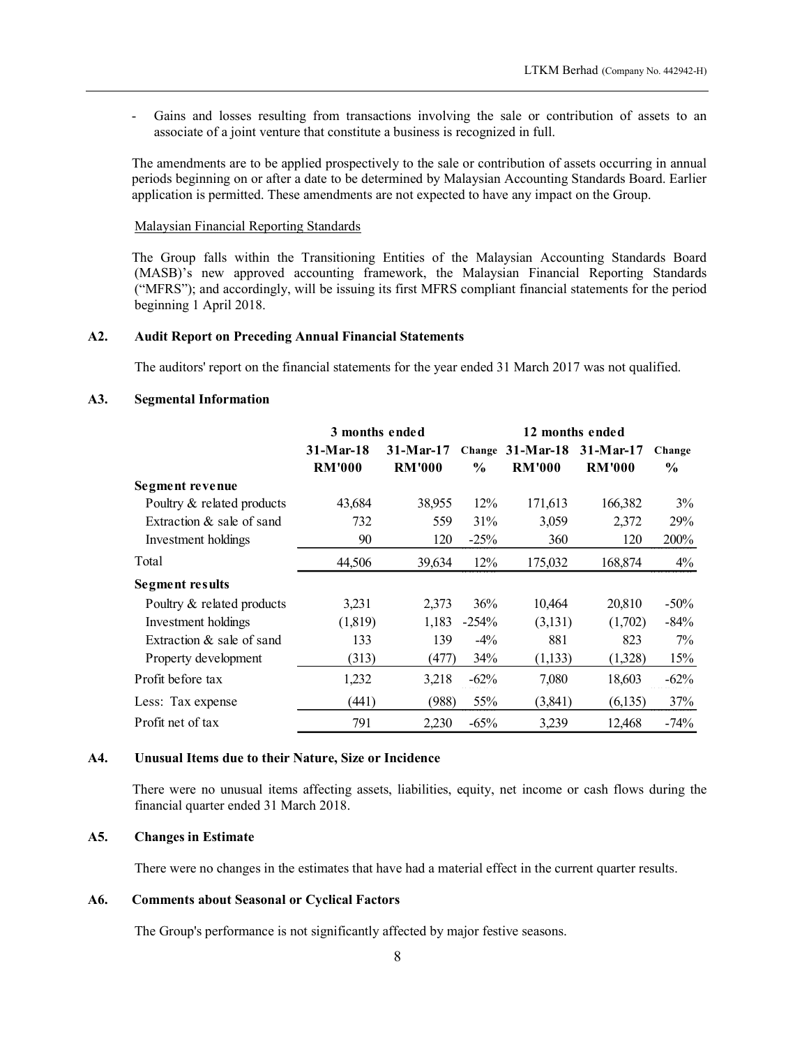- Gains and losses resulting from transactions involving the sale or contribution of assets to an associate of a joint venture that constitute a business is recognized in full.

The amendments are to be applied prospectively to the sale or contribution of assets occurring in annual periods beginning on or after a date to be determined by Malaysian Accounting Standards Board. Earlier application is permitted. These amendments are not expected to have any impact on the Group.

Malaysian Financial Reporting Standards

The Group falls within the Transitioning Entities of the Malaysian Accounting Standards Board (MASB)'s new approved accounting framework, the Malaysian Financial Reporting Standards ("MFRS"); and accordingly, will be issuing its first MFRS compliant financial statements for the period beginning 1 April 2018.

## A2. Audit Report on Preceding Annual Financial Statements

The auditors' report on the financial statements for the year ended 31 March 2017 was not qualified.

## A3. Segmental Information

| | 3 months ended | | | 12 months ended | | |
|---|---|---|---|---|---|---|
| | 31-Mar-18 | 31-Mar-17 | Change | 31-Mar-18 | 31-Mar-17 | Change |
| | RM'000 | RM'000 | % | RM'000 | RM'000 | % |
| **Segment revenue** | | | | | | |
| Poultry & related products | 43,684 | 38,955 | 12% | 171,613 | 166,382 | 3% |
| Extraction & sale of sand | 732 | 559 | 31% | 3,059 | 2,372 | 29% |
| Investment holdings | 90 | 120 | -25% | 360 | 120 | 200% |
| Total | 44,506 | 39,634 | 12% | 175,032 | 168,874 | 4% |
| **Segment results** | | | | | | |
| Poultry & related products | 3,231 | 2,373 | 36% | 10,464 | 20,810 | -50% |
| Investment holdings | (1,819) | 1,183 | -254% | (3,131) | (1,702) | -84% |
| Extraction & sale of sand | 133 | 139 | -4% | 881 | 823 | 7% |
| Property development | (313) | (477) | 34% | (1,133) | (1,328) | 15% |
| Profit before tax | 1,232 | 3,218 | -62% | 7,080 | 18,603 | -62% |
| Less: Tax expense | (441) | (988) | 55% | (3,841) | (6,135) | 37% |
| Profit net of tax | 791 | 2,230 | -65% | 3,239 | 12,468 | -74% |

## A4. Unusual Items due to their Nature, Size or Incidence

There were no unusual items affecting assets, liabilities, equity, net income or cash flows during the financial quarter ended 31 March 2018.

## A5. Changes in Estimate

There were no changes in the estimates that have had a material effect in the current quarter results.

## A6. Comments about Seasonal or Cyclical Factors

The Group's performance is not significantly affected by major festive seasons.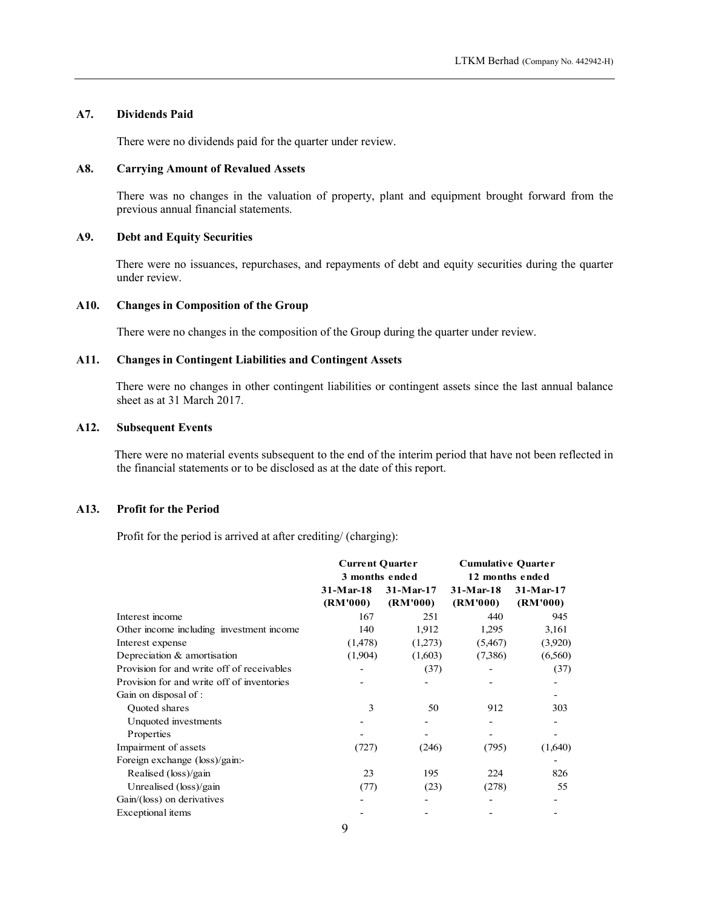### A7. Dividends Paid

There were no dividends paid for the quarter under review.

### A8. Carrying Amount of Revalued Assets

There was no changes in the valuation of property, plant and equipment brought forward from the previous annual financial statements.

### A9. Debt and Equity Securities

There were no issuances, repurchases, and repayments of debt and equity securities during the quarter under review.

### A10. Changes in Composition of the Group

There were no changes in the composition of the Group during the quarter under review.

### A11. Changes in Contingent Liabilities and Contingent Assets

There were no changes in other contingent liabilities or contingent assets since the last annual balance sheet as at 31 March 2017.

### A12. Subsequent Events

There were no material events subsequent to the end of the interim period that have not been reflected in the financial statements or to be disclosed as at the date of this report.

### A13. Profit for the Period

Profit for the period is arrived at after crediting/ (charging):

| | Current Quarter 3 months ended | | Cumulative Quarter 12 months ended | |
|---|---|---|---|---|
| | 31-Mar-18 (RM'000) | 31-Mar-17 (RM'000) | 31-Mar-18 (RM'000) | 31-Mar-17 (RM'000) |
| Interest income | 167 | 251 | 440 | 945 |
| Other income including investment income | 140 | 1,912 | 1,295 | 3,161 |
| Interest expense | (1,478) | (1,273) | (5,467) | (3,920) |
| Depreciation & amortisation | (1,904) | (1,603) | (7,386) | (6,560) |
| Provision for and write off of receivables | - | (37) | - | (37) |
| Provision for and write off of inventories | - | - | - | - |
| Gain on disposal of : | | | | - |
| Quoted shares | 3 | 50 | 912 | 303 |
| Unquoted investments | - | - | - | - |
| Properties | - | - | - | - |
| Impairment of assets | (727) | (246) | (795) | (1,640) |
| Foreign exchange (loss)/gain:- | | | | - |
| Realised (loss)/gain | 23 | 195 | 224 | 826 |
| Unrealised (loss)/gain | (77) | (23) | (278) | 55 |
| Gain/(loss) on derivatives | - | - | - | - |
| Exceptional items | - | - | - | - |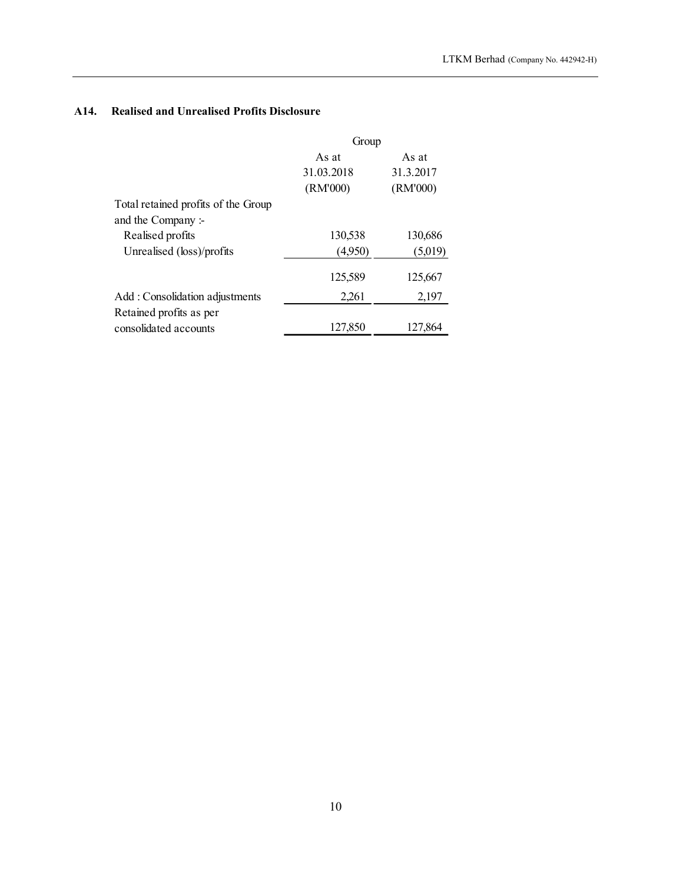## A14. Realised and Unrealised Profits Disclosure

| | Group | |
|---|---|---|
| | As at 31.03.2018 (RM'000) | As at 31.3.2017 (RM'000) |
| Total retained profits of the Group and the Company :- | | |
| Realised profits | 130,538 | 130,686 |
| Unrealised (loss)/profits | (4,950) | (5,019) |
| | 125,589 | 125,667 |
| Add : Consolidation adjustments | 2,261 | 2,197 |
| Retained profits as per consolidated accounts | 127,850 | 127,864 |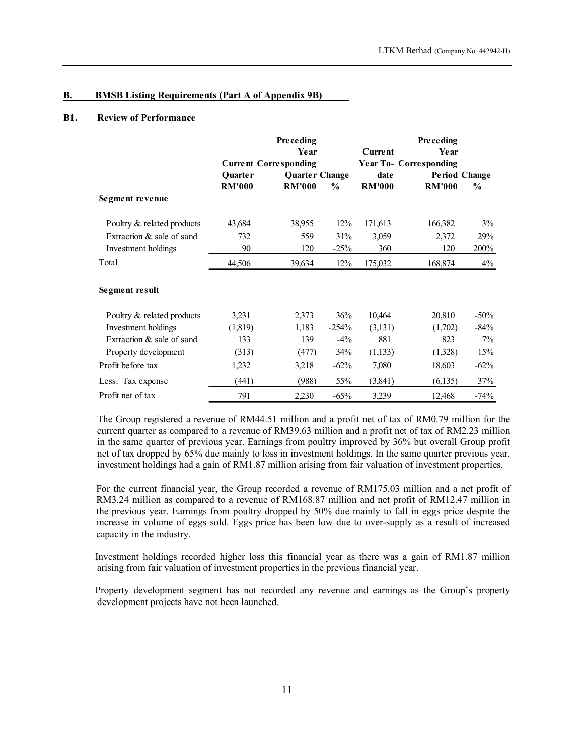## B. BMSB Listing Requirements (Part A of Appendix 9B)

### B1. Review of Performance

| | Current Quarter RM'000 | Preceding Year Corresponding Quarter RM'000 | Change % | Current Year To-date RM'000 | Preceding Year Corresponding Period RM'000 | Change % |
|---|---|---|---|---|---|---|
| **Segment revenue** | | | | | | |
| Poultry & related products | 43,684 | 38,955 | 12% | 171,613 | 166,382 | 3% |
| Extraction & sale of sand | 732 | 559 | 31% | 3,059 | 2,372 | 29% |
| Investment holdings | 90 | 120 | -25% | 360 | 120 | 200% |
| Total | 44,506 | 39,634 | 12% | 175,032 | 168,874 | 4% |
| **Segment result** | | | | | | |
| Poultry & related products | 3,231 | 2,373 | 36% | 10,464 | 20,810 | -50% |
| Investment holdings | (1,819) | 1,183 | -254% | (3,131) | (1,702) | -84% |
| Extraction & sale of sand | 133 | 139 | -4% | 881 | 823 | 7% |
| Property development | (313) | (477) | 34% | (1,133) | (1,328) | 15% |
| Profit before tax | 1,232 | 3,218 | -62% | 7,080 | 18,603 | -62% |
| Less: Tax expense | (441) | (988) | 55% | (3,841) | (6,135) | 37% |
| Profit net of tax | 791 | 2,230 | -65% | 3,239 | 12,468 | -74% |

The Group registered a revenue of RM44.51 million and a profit net of tax of RM0.79 million for the current quarter as compared to a revenue of RM39.63 million and a profit net of tax of RM2.23 million in the same quarter of previous year. Earnings from poultry improved by 36% but overall Group profit net of tax dropped by 65% due mainly to loss in investment holdings. In the same quarter previous year, investment holdings had a gain of RM1.87 million arising from fair valuation of investment properties.

For the current financial year, the Group recorded a revenue of RM175.03 million and a net profit of RM3.24 million as compared to a revenue of RM168.87 million and net profit of RM12.47 million in the previous year. Earnings from poultry dropped by 50% due mainly to fall in eggs price despite the increase in volume of eggs sold. Eggs price has been low due to over-supply as a result of increased capacity in the industry.

Investment holdings recorded higher loss this financial year as there was a gain of RM1.87 million arising from fair valuation of investment properties in the previous financial year.

Property development segment has not recorded any revenue and earnings as the Group's property development projects have not been launched.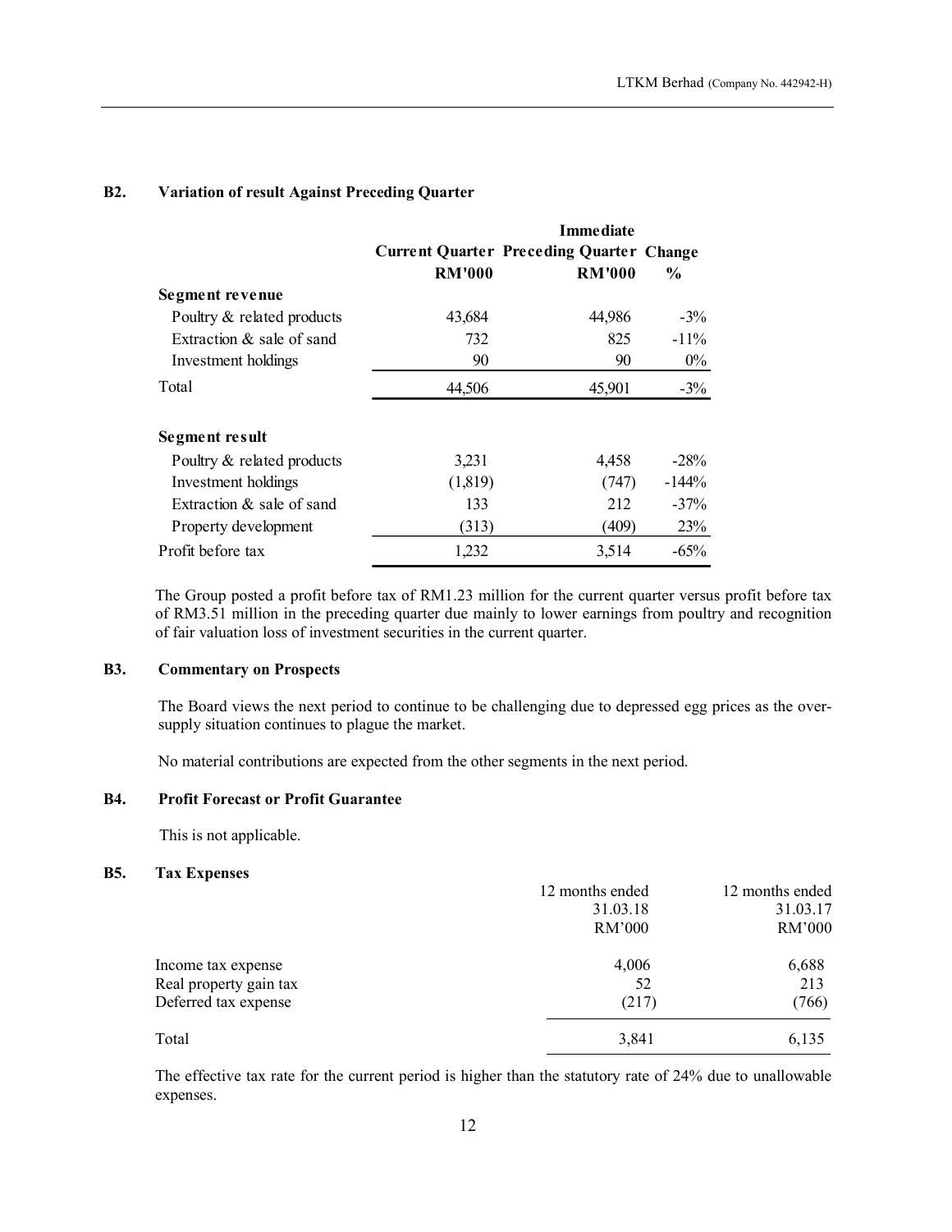### B2. Variation of result Against Preceding Quarter

| | Current Quarter | Immediate Preceding Quarter | Change |
|---|---|---|---|
| | RM'000 | RM'000 | % |
| **Segment revenue** | | | |
| Poultry & related products | 43,684 | 44,986 | -3% |
| Extraction & sale of sand | 732 | 825 | -11% |
| Investment holdings | 90 | 90 | 0% |
| Total | 44,506 | 45,901 | -3% |
| **Segment result** | | | |
| Poultry & related products | 3,231 | 4,458 | -28% |
| Investment holdings | (1,819) | (747) | -144% |
| Extraction & sale of sand | 133 | 212 | -37% |
| Property development | (313) | (409) | 23% |
| Profit before tax | 1,232 | 3,514 | -65% |

The Group posted a profit before tax of RM1.23 million for the current quarter versus profit before tax of RM3.51 million in the preceding quarter due mainly to lower earnings from poultry and recognition of fair valuation loss of investment securities in the current quarter.

### B3. Commentary on Prospects

The Board views the next period to continue to be challenging due to depressed egg prices as the over-supply situation continues to plague the market.

No material contributions are expected from the other segments in the next period.

### B4. Profit Forecast or Profit Guarantee

This is not applicable.

### B5. Tax Expenses

| | 12 months ended 31.03.18 | 12 months ended 31.03.17 |
|---|---|---|
| | RM'000 | RM'000 |
| Income tax expense | 4,006 | 6,688 |
| Real property gain tax | 52 | 213 |
| Deferred tax expense | (217) | (766) |
| Total | 3,841 | 6,135 |

The effective tax rate for the current period is higher than the statutory rate of 24% due to unallowable expenses.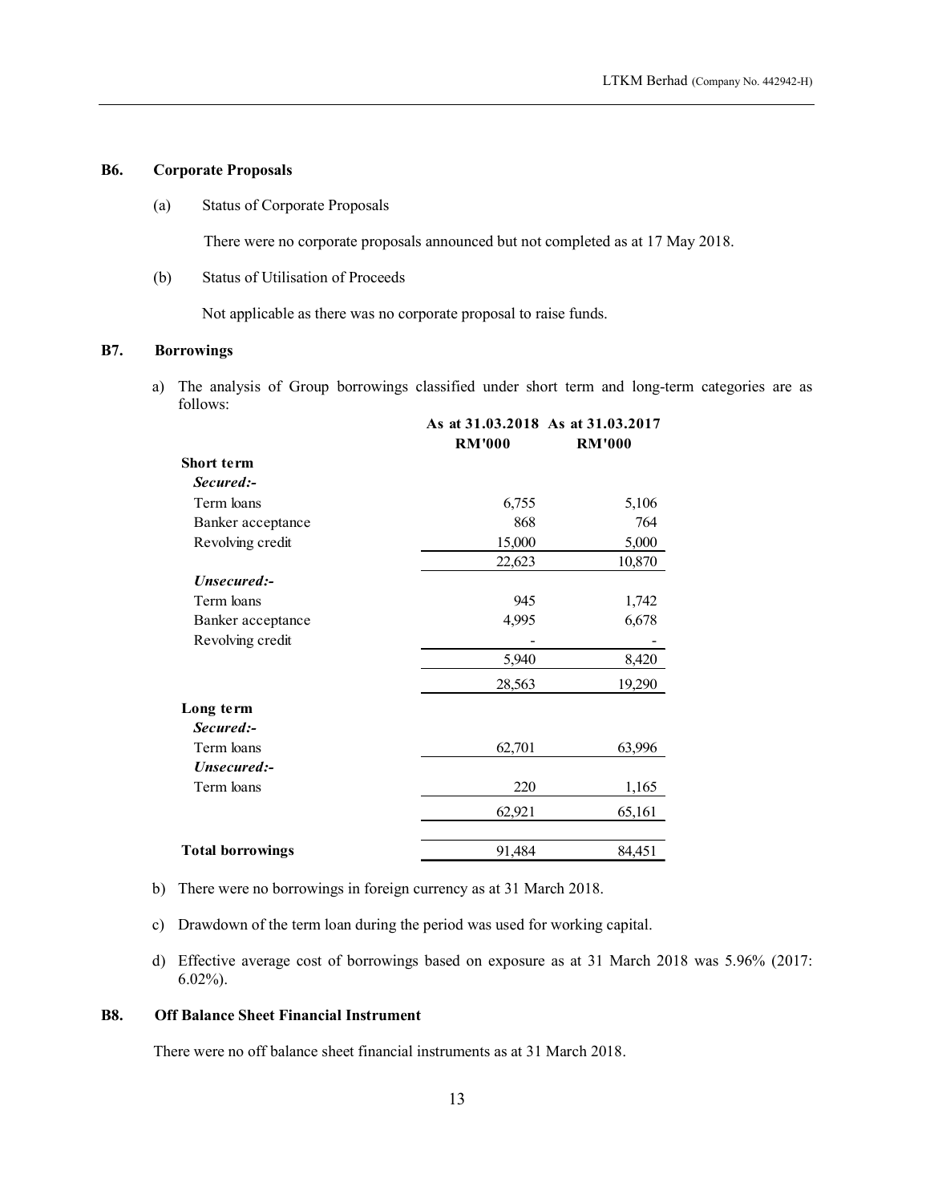### B6. Corporate Proposals

(a) Status of Corporate Proposals

There were no corporate proposals announced but not completed as at 17 May 2018.

(b) Status of Utilisation of Proceeds

Not applicable as there was no corporate proposal to raise funds.

### B7. Borrowings

a) The analysis of Group borrowings classified under short term and long-term categories are as follows:

| | As at 31.03.2018 | As at 31.03.2017 |
|---|---|---|
| | RM'000 | RM'000 |
| **Short term** | | |
| ***Secured:-*** | | |
| Term loans | 6,755 | 5,106 |
| Banker acceptance | 868 | 764 |
| Revolving credit | 15,000 | 5,000 |
| | 22,623 | 10,870 |
| ***Unsecured:-*** | | |
| Term loans | 945 | 1,742 |
| Banker acceptance | 4,995 | 6,678 |
| Revolving credit | - | - |
| | 5,940 | 8,420 |
| | 28,563 | 19,290 |
| **Long term** | | |
| ***Secured:-*** | | |
| Term loans | 62,701 | 63,996 |
| ***Unsecured:-*** | | |
| Term loans | 220 | 1,165 |
| | 62,921 | 65,161 |
| **Total borrowings** | 91,484 | 84,451 |

b) There were no borrowings in foreign currency as at 31 March 2018.

c) Drawdown of the term loan during the period was used for working capital.

d) Effective average cost of borrowings based on exposure as at 31 March 2018 was 5.96% (2017: 6.02%).

### B8. Off Balance Sheet Financial Instrument

There were no off balance sheet financial instruments as at 31 March 2018.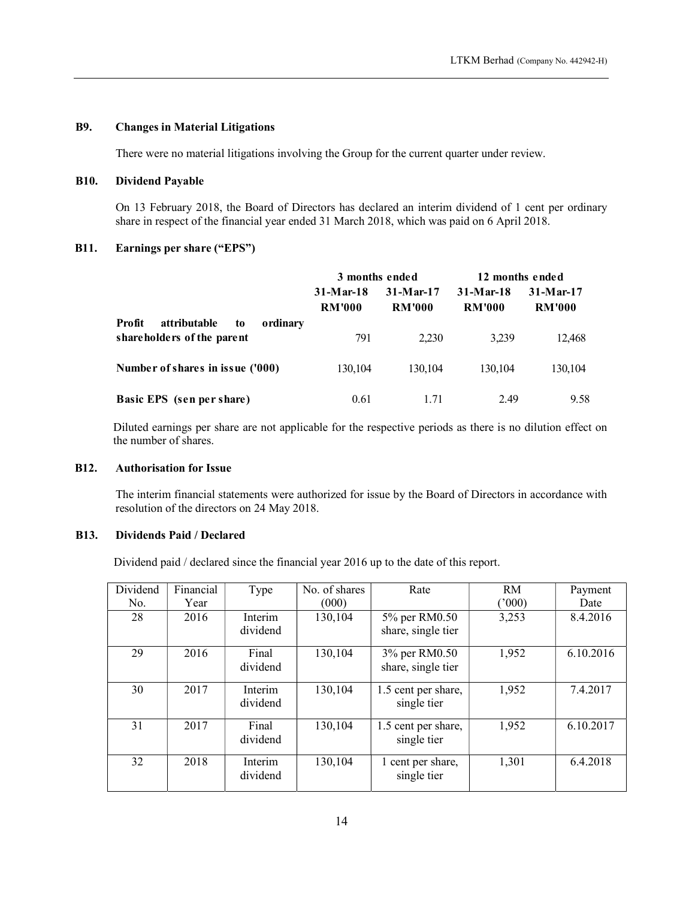## B9. Changes in Material Litigations

There were no material litigations involving the Group for the current quarter under review.

## B10. Dividend Payable

On 13 February 2018, the Board of Directors has declared an interim dividend of 1 cent per ordinary share in respect of the financial year ended 31 March 2018, which was paid on 6 April 2018.

## B11. Earnings per share ("EPS")

| | 3 months ended | | 12 months ended | |
|---|---|---|---|---|
| | 31-Mar-18 RM'000 | 31-Mar-17 RM'000 | 31-Mar-18 RM'000 | 31-Mar-17 RM'000 |
| **Profit attributable to ordinary shareholders of the parent** | 791 | 2,230 | 3,239 | 12,468 |
| **Number of shares in issue ('000)** | 130,104 | 130,104 | 130,104 | 130,104 |
| **Basic EPS (sen per share)** | 0.61 | 1.71 | 2.49 | 9.58 |

Diluted earnings per share are not applicable for the respective periods as there is no dilution effect on the number of shares.

## B12. Authorisation for Issue

The interim financial statements were authorized for issue by the Board of Directors in accordance with resolution of the directors on 24 May 2018.

## B13. Dividends Paid / Declared

Dividend paid / declared since the financial year 2016 up to the date of this report.

| Dividend No. | Financial Year | Type | No. of shares (000) | Rate | RM ('000) | Payment Date |
|---|---|---|---|---|---|---|
| 28 | 2016 | Interim dividend | 130,104 | 5% per RM0.50 share, single tier | 3,253 | 8.4.2016 |
| 29 | 2016 | Final dividend | 130,104 | 3% per RM0.50 share, single tier | 1,952 | 6.10.2016 |
| 30 | 2017 | Interim dividend | 130,104 | 1.5 cent per share, single tier | 1,952 | 7.4.2017 |
| 31 | 2017 | Final dividend | 130,104 | 1.5 cent per share, single tier | 1,952 | 6.10.2017 |
| 32 | 2018 | Interim dividend | 130,104 | 1 cent per share, single tier | 1,301 | 6.4.2018 |